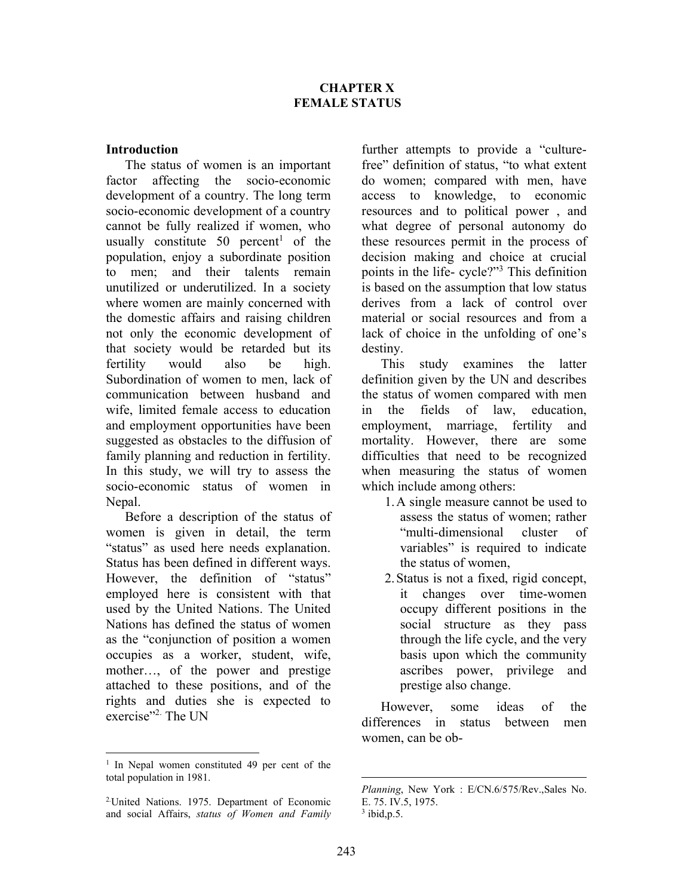# CHAPTER X
# FEMALE STATUS

## Introduction

The status of women is an important factor affecting the socio-economic development of a country. The long term socio-economic development of a country cannot be fully realized if women, who usually constitute 50 percent[1] of the population, enjoy a subordinate position to men; and their talents remain unutilized or underutilized. In a society where women are mainly concerned with the domestic affairs and raising children not only the economic development of that society would be retarded but its fertility would also be high. Subordination of women to men, lack of communication between husband and wife, limited female access to education and employment opportunities have been suggested as obstacles to the diffusion of family planning and reduction in fertility. In this study, we will try to assess the socio-economic status of women in Nepal.

Before a description of the status of women is given in detail, the term "status" as used here needs explanation. Status has been defined in different ways. However, the definition of "status" employed here is consistent with that used by the United Nations. The United Nations has defined the status of women as the "conjunction of position a women occupies as a worker, student, wife, mother…, of the power and prestige attached to these positions, and of the rights and duties she is expected to exercise"[2]. The UN further attempts to provide a "culture-free" definition of status, "to what extent do women; compared with men, have access to knowledge, to economic resources and to political power , and what degree of personal autonomy do these resources permit in the process of decision making and choice at crucial points in the life- cycle?"[3] This definition is based on the assumption that low status derives from a lack of control over material or social resources and from a lack of choice in the unfolding of one's destiny.

This study examines the latter definition given by the UN and describes the status of women compared with men in the fields of law, education, employment, marriage, fertility and mortality. However, there are some difficulties that need to be recognized when measuring the status of women which include among others:

1. A single measure cannot be used to assess the status of women; rather "multi-dimensional cluster of variables" is required to indicate the status of women,
2. Status is not a fixed, rigid concept, it changes over time-women occupy different positions in the social structure as they pass through the life cycle, and the very basis upon which the community ascribes power, privilege and prestige also change.

However, some ideas of the differences in status between men women, can be ob-

---

[1] In Nepal women constituted 49 per cent of the total population in 1981.

[2] United Nations. 1975. Department of Economic and social Affairs, *status of Women and Family Planning*, New York : E/CN.6/575/Rev.,Sales No. E. 75. IV.5, 1975.

[3] ibid,p.5.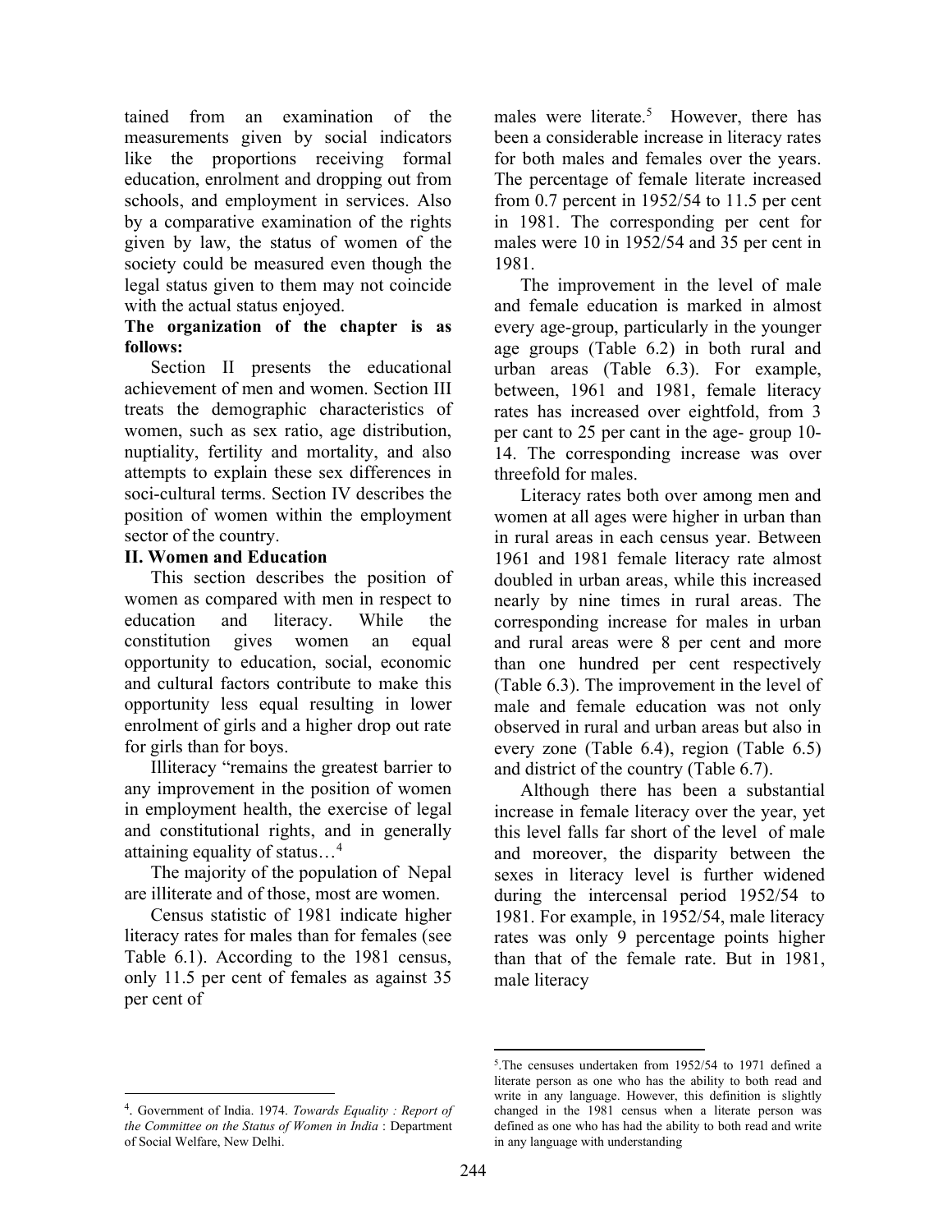tained from an examination of the measurements given by social indicators like the proportions receiving formal education, enrolment and dropping out from schools, and employment in services. Also by a comparative examination of the rights given by law, the status of women of the society could be measured even though the legal status given to them may not coincide with the actual status enjoyed.

**The organization of the chapter is as follows:**

Section II presents the educational achievement of men and women. Section III treats the demographic characteristics of women, such as sex ratio, age distribution, nuptiality, fertility and mortality, and also attempts to explain these sex differences in soci-cultural terms. Section IV describes the position of women within the employment sector of the country.

## II. Women and Education

This section describes the position of women as compared with men in respect to education and literacy. While the constitution gives women an equal opportunity to education, social, economic and cultural factors contribute to make this opportunity less equal resulting in lower enrolment of girls and a higher drop out rate for girls than for boys.

Illiteracy "remains the greatest barrier to any improvement in the position of women in employment health, the exercise of legal and constitutional rights, and in generally attaining equality of status…[4]

The majority of the population of Nepal are illiterate and of those, most are women.

Census statistic of 1981 indicate higher literacy rates for males than for females (see Table 6.1). According to the 1981 census, only 11.5 per cent of females as against 35 per cent of males were literate.[5] However, there has been a considerable increase in literacy rates for both males and females over the years. The percentage of female literate increased from 0.7 percent in 1952/54 to 11.5 per cent in 1981. The corresponding per cent for males were 10 in 1952/54 and 35 per cent in 1981.

The improvement in the level of male and female education is marked in almost every age-group, particularly in the younger age groups (Table 6.2) in both rural and urban areas (Table 6.3). For example, between, 1961 and 1981, female literacy rates has increased over eightfold, from 3 per cant to 25 per cant in the age- group 10-14. The corresponding increase was over threefold for males.

Literacy rates both over among men and women at all ages were higher in urban than in rural areas in each census year. Between 1961 and 1981 female literacy rate almost doubled in urban areas, while this increased nearly by nine times in rural areas. The corresponding increase for males in urban and rural areas were 8 per cent and more than one hundred per cent respectively (Table 6.3). The improvement in the level of male and female education was not only observed in rural and urban areas but also in every zone (Table 6.4), region (Table 6.5) and district of the country (Table 6.7).

Although there has been a substantial increase in female literacy over the year, yet this level falls far short of the level of male and moreover, the disparity between the sexes in literacy level is further widened during the intercensal period 1952/54 to 1981. For example, in 1952/54, male literacy rates was only 9 percentage points higher than that of the female rate. But in 1981, male literacy

---

[4]. Government of India. 1974. *Towards Equality : Report of the Committee on the Status of Women in India* : Department of Social Welfare, New Delhi.

[5].The censuses undertaken from 1952/54 to 1971 defined a literate person as one who has the ability to both read and write in any language. However, this definition is slightly changed in the 1981 census when a literate person was defined as one who has had the ability to both read and write in any language with understanding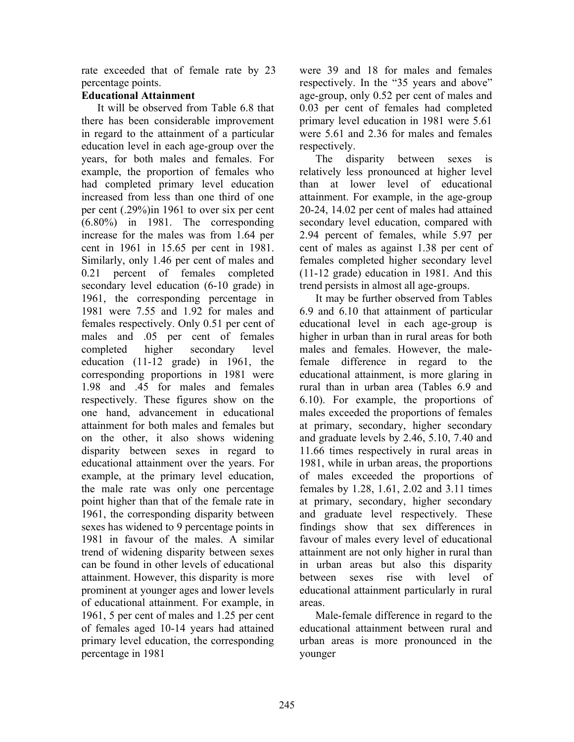rate exceeded that of female rate by 23 percentage points.

**Educational Attainment**

It will be observed from Table 6.8 that there has been considerable improvement in regard to the attainment of a particular education level in each age-group over the years, for both males and females. For example, the proportion of females who had completed primary level education increased from less than one third of one per cent (.29%)in 1961 to over six per cent (6.80%) in 1981. The corresponding increase for the males was from 1.64 per cent in 1961 in 15.65 per cent in 1981. Similarly, only 1.46 per cent of males and 0.21 percent of females completed secondary level education (6-10 grade) in 1961, the corresponding percentage in 1981 were 7.55 and 1.92 for males and females respectively. Only 0.51 per cent of males and .05 per cent of females completed higher secondary level education (11-12 grade) in 1961, the corresponding proportions in 1981 were 1.98 and .45 for males and females respectively. These figures show on the one hand, advancement in educational attainment for both males and females but on the other, it also shows widening disparity between sexes in regard to educational attainment over the years. For example, at the primary level education, the male rate was only one percentage point higher than that of the female rate in 1961, the corresponding disparity between sexes has widened to 9 percentage points in 1981 in favour of the males. A similar trend of widening disparity between sexes can be found in other levels of educational attainment. However, this disparity is more prominent at younger ages and lower levels of educational attainment. For example, in 1961, 5 per cent of males and 1.25 per cent of females aged 10-14 years had attained primary level education, the corresponding percentage in 1981 were 39 and 18 for males and females respectively. In the "35 years and above" age-group, only 0.52 per cent of males and 0.03 per cent of females had completed primary level education in 1981 were 5.61 were 5.61 and 2.36 for males and females respectively.

The disparity between sexes is relatively less pronounced at higher level than at lower level of educational attainment. For example, in the age-group 20-24, 14.02 per cent of males had attained secondary level education, compared with 2.94 percent of females, while 5.97 per cent of males as against 1.38 per cent of females completed higher secondary level (11-12 grade) education in 1981. And this trend persists in almost all age-groups.

It may be further observed from Tables 6.9 and 6.10 that attainment of particular educational level in each age-group is higher in urban than in rural areas for both males and females. However, the male-female difference in regard to the educational attainment, is more glaring in rural than in urban area (Tables 6.9 and 6.10). For example, the proportions of males exceeded the proportions of females at primary, secondary, higher secondary and graduate levels by 2.46, 5.10, 7.40 and 11.66 times respectively in rural areas in 1981, while in urban areas, the proportions of males exceeded the proportions of females by 1.28, 1.61, 2.02 and 3.11 times at primary, secondary, higher secondary and graduate level respectively. These findings show that sex differences in favour of males every level of educational attainment are not only higher in rural than in urban areas but also this disparity between sexes rise with level of educational attainment particularly in rural areas.

Male-female difference in regard to the educational attainment between rural and urban areas is more pronounced in the younger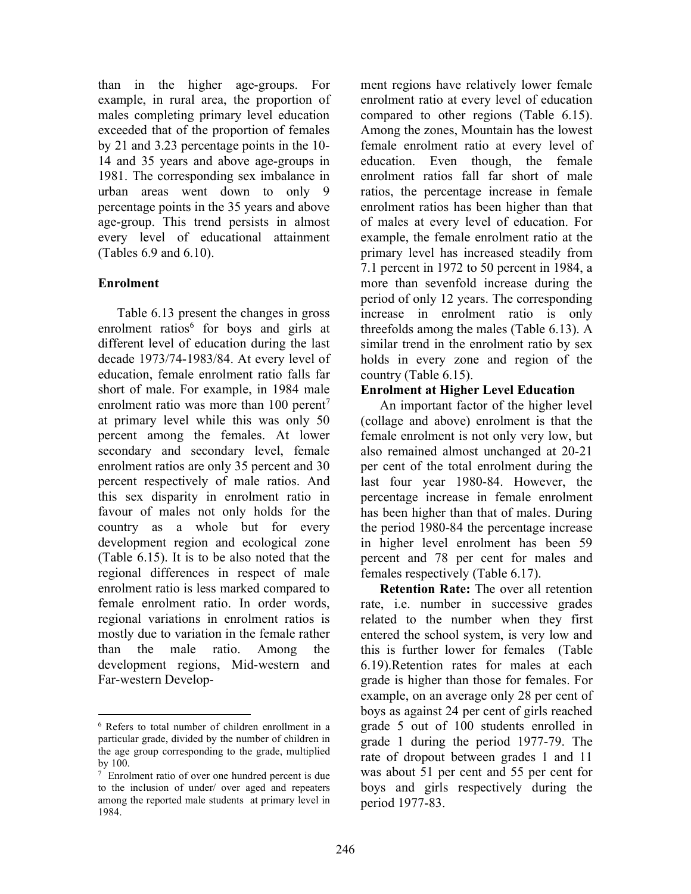than in the higher age-groups. For example, in rural area, the proportion of males completing primary level education exceeded that of the proportion of females by 21 and 3.23 percentage points in the 10-14 and 35 years and above age-groups in 1981. The corresponding sex imbalance in urban areas went down to only 9 percentage points in the 35 years and above age-group. This trend persists in almost every level of educational attainment (Tables 6.9 and 6.10).

### Enrolment

Table 6.13 present the changes in gross enrolment ratios[6] for boys and girls at different level of education during the last decade 1973/74-1983/84. At every level of education, female enrolment ratio falls far short of male. For example, in 1984 male enrolment ratio was more than 100 perent[7] at primary level while this was only 50 percent among the females. At lower secondary and secondary level, female enrolment ratios are only 35 percent and 30 percent respectively of male ratios. And this sex disparity in enrolment ratio in favour of males not only holds for the country as a whole but for every development region and ecological zone (Table 6.15). It is to be also noted that the regional differences in respect of male enrolment ratio is less marked compared to female enrolment ratio. In order words, regional variations in enrolment ratios is mostly due to variation in the female rather than the male ratio. Among the development regions, Mid-western and Far-western Development regions have relatively lower female enrolment ratio at every level of education compared to other regions (Table 6.15). Among the zones, Mountain has the lowest female enrolment ratio at every level of education. Even though, the female enrolment ratios fall far short of male ratios, the percentage increase in female enrolment ratios has been higher than that of males at every level of education. For example, the female enrolment ratio at the primary level has increased steadily from 7.1 percent in 1972 to 50 percent in 1984, a more than sevenfold increase during the period of only 12 years. The corresponding increase in enrolment ratio is only threefolds among the males (Table 6.13). A similar trend in the enrolment ratio by sex holds in every zone and region of the country (Table 6.15).

### Enrolment at Higher Level Education

An important factor of the higher level (collage and above) enrolment is that the female enrolment is not only very low, but also remained almost unchanged at 20-21 per cent of the total enrolment during the last four year 1980-84. However, the percentage increase in female enrolment has been higher than that of males. During the period 1980-84 the percentage increase in higher level enrolment has been 59 percent and 78 per cent for males and females respectively (Table 6.17).

**Retention Rate:** The over all retention rate, i.e. number in successive grades related to the number when they first entered the school system, is very low and this is further lower for females (Table 6.19).Retention rates for males at each grade is higher than those for females. For example, on an average only 28 per cent of boys as against 24 per cent of girls reached grade 5 out of 100 students enrolled in grade 1 during the period 1977-79. The rate of dropout between grades 1 and 11 was about 51 per cent and 55 per cent for boys and girls respectively during the period 1977-83.

---

[6] Refers to total number of children enrollment in a particular grade, divided by the number of children in the age group corresponding to the grade, multiplied by 100.

[7] Enrolment ratio of over one hundred percent is due to the inclusion of under/ over aged and repeaters among the reported male students at primary level in 1984.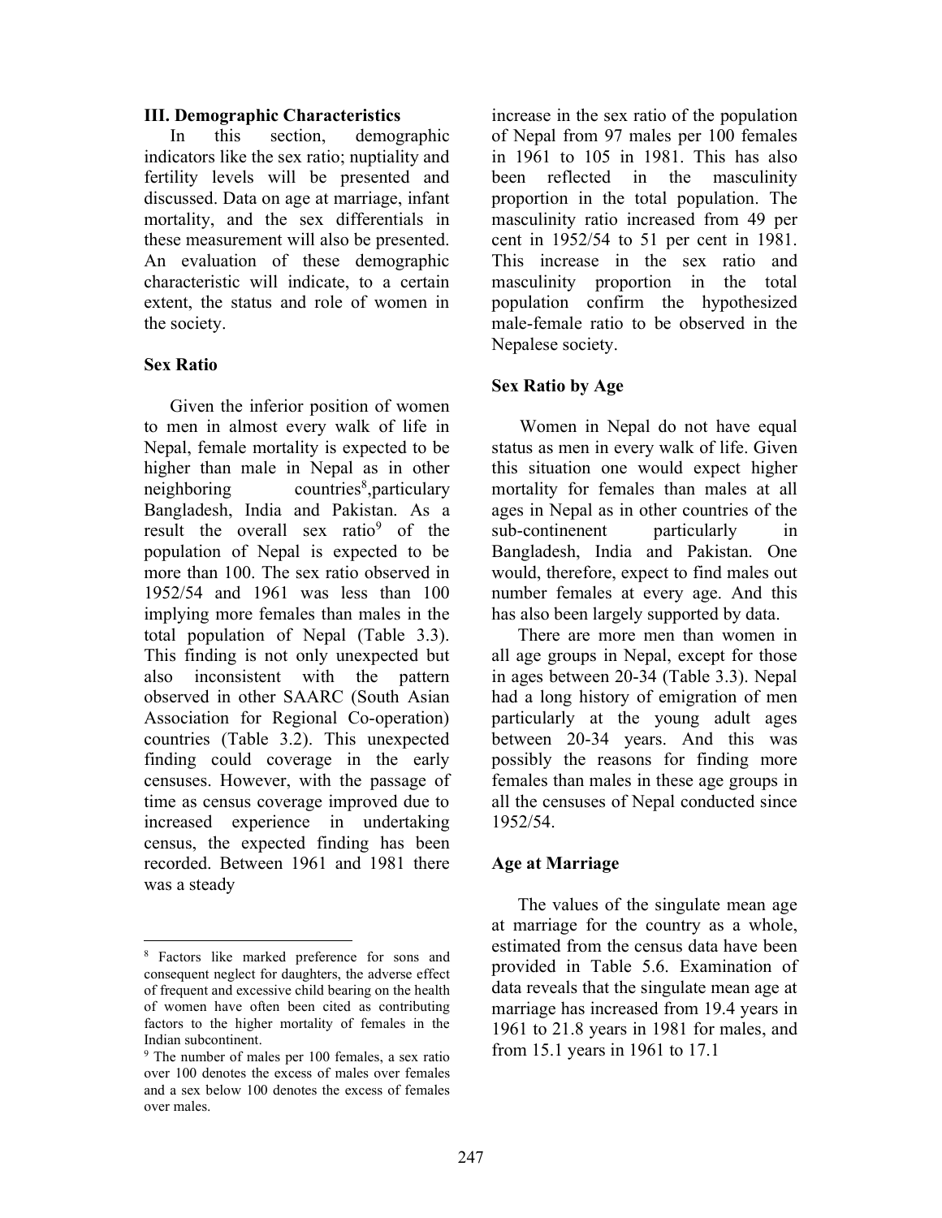### III. Demographic Characteristics

In this section, demographic indicators like the sex ratio; nuptiality and fertility levels will be presented and discussed. Data on age at marriage, infant mortality, and the sex differentials in these measurement will also be presented. An evaluation of these demographic characteristic will indicate, to a certain extent, the status and role of women in the society.

#### Sex Ratio

Given the inferior position of women to men in almost every walk of life in Nepal, female mortality is expected to be higher than male in Nepal as in other neighboring countries[8],particulary Bangladesh, India and Pakistan. As a result the overall sex ratio[9] of the population of Nepal is expected to be more than 100. The sex ratio observed in 1952/54 and 1961 was less than 100 implying more females than males in the total population of Nepal (Table 3.3). This finding is not only unexpected but also inconsistent with the pattern observed in other SAARC (South Asian Association for Regional Co-operation) countries (Table 3.2). This unexpected finding could coverage in the early censuses. However, with the passage of time as census coverage improved due to increased experience in undertaking census, the expected finding has been recorded. Between 1961 and 1981 there was a steady increase in the sex ratio of the population of Nepal from 97 males per 100 females in 1961 to 105 in 1981. This has also been reflected in the masculinity proportion in the total population. The masculinity ratio increased from 49 per cent in 1952/54 to 51 per cent in 1981. This increase in the sex ratio and masculinity proportion in the total population confirm the hypothesized male-female ratio to be observed in the Nepalese society.

#### Sex Ratio by Age

Women in Nepal do not have equal status as men in every walk of life. Given this situation one would expect higher mortality for females than males at all ages in Nepal as in other countries of the sub-continenent particularly in Bangladesh, India and Pakistan. One would, therefore, expect to find males out number females at every age. And this has also been largely supported by data.

There are more men than women in all age groups in Nepal, except for those in ages between 20-34 (Table 3.3). Nepal had a long history of emigration of men particularly at the young adult ages between 20-34 years. And this was possibly the reasons for finding more females than males in these age groups in all the censuses of Nepal conducted since 1952/54.

#### Age at Marriage

The values of the singulate mean age at marriage for the country as a whole, estimated from the census data have been provided in Table 5.6. Examination of data reveals that the singulate mean age at marriage has increased from 19.4 years in 1961 to 21.8 years in 1981 for males, and from 15.1 years in 1961 to 17.1

---

[8] Factors like marked preference for sons and consequent neglect for daughters, the adverse effect of frequent and excessive child bearing on the health of women have often been cited as contributing factors to the higher mortality of females in the Indian subcontinent.

[9] The number of males per 100 females, a sex ratio over 100 denotes the excess of males over females and a sex below 100 denotes the excess of females over males.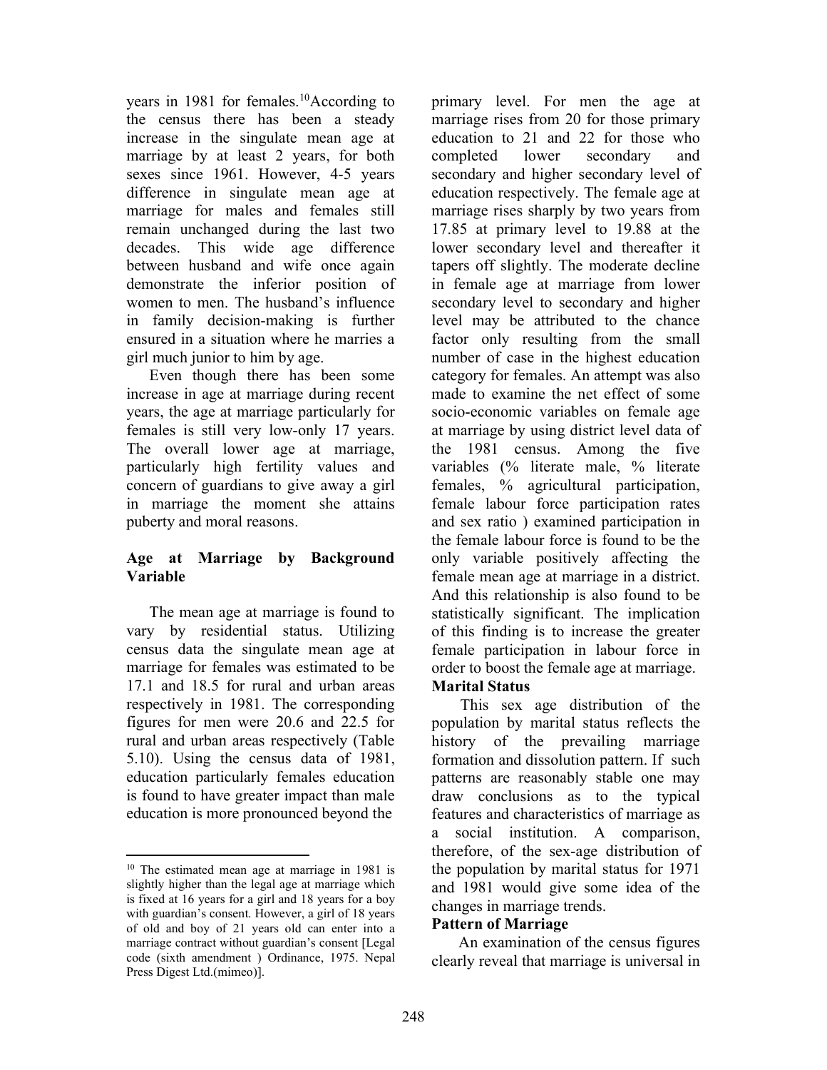years in 1981 for females.[10] According to the census there has been a steady increase in the singulate mean age at marriage by at least 2 years, for both sexes since 1961. However, 4-5 years difference in singulate mean age at marriage for males and females still remain unchanged during the last two decades. This wide age difference between husband and wife once again demonstrate the inferior position of women to men. The husband's influence in family decision-making is further ensured in a situation where he marries a girl much junior to him by age.

Even though there has been some increase in age at marriage during recent years, the age at marriage particularly for females is still very low-only 17 years. The overall lower age at marriage, particularly high fertility values and concern of guardians to give away a girl in marriage the moment she attains puberty and moral reasons.

**Age at Marriage by Background Variable**

The mean age at marriage is found to vary by residential status. Utilizing census data the singulate mean age at marriage for females was estimated to be 17.1 and 18.5 for rural and urban areas respectively in 1981. The corresponding figures for men were 20.6 and 22.5 for rural and urban areas respectively (Table 5.10). Using the census data of 1981, education particularly females education is found to have greater impact than male education is more pronounced beyond the primary level. For men the age at marriage rises from 20 for those primary education to 21 and 22 for those who completed lower secondary and secondary and higher secondary level of education respectively. The female age at marriage rises sharply by two years from 17.85 at primary level to 19.88 at the lower secondary level and thereafter it tapers off slightly. The moderate decline in female age at marriage from lower secondary level to secondary and higher level may be attributed to the chance factor only resulting from the small number of case in the highest education category for females. An attempt was also made to examine the net effect of some socio-economic variables on female age at marriage by using district level data of the 1981 census. Among the five variables (% literate male, % literate females, % agricultural participation, female labour force participation rates and sex ratio ) examined participation in the female labour force is found to be the only variable positively affecting the female mean age at marriage in a district. And this relationship is also found to be statistically significant. The implication of this finding is to increase the greater female participation in labour force in order to boost the female age at marriage.

**Marital Status**

This sex age distribution of the population by marital status reflects the history of the prevailing marriage formation and dissolution pattern. If such patterns are reasonably stable one may draw conclusions as to the typical features and characteristics of marriage as a social institution. A comparison, therefore, of the sex-age distribution of the population by marital status for 1971 and 1981 would give some idea of the changes in marriage trends.

**Pattern of Marriage**

An examination of the census figures clearly reveal that marriage is universal in

---

[10] The estimated mean age at marriage in 1981 is slightly higher than the legal age at marriage which is fixed at 16 years for a girl and 18 years for a boy with guardian's consent. However, a girl of 18 years of old and boy of 21 years old can enter into a marriage contract without guardian's consent [Legal code (sixth amendment ) Ordinance, 1975. Nepal Press Digest Ltd.(mimeo)].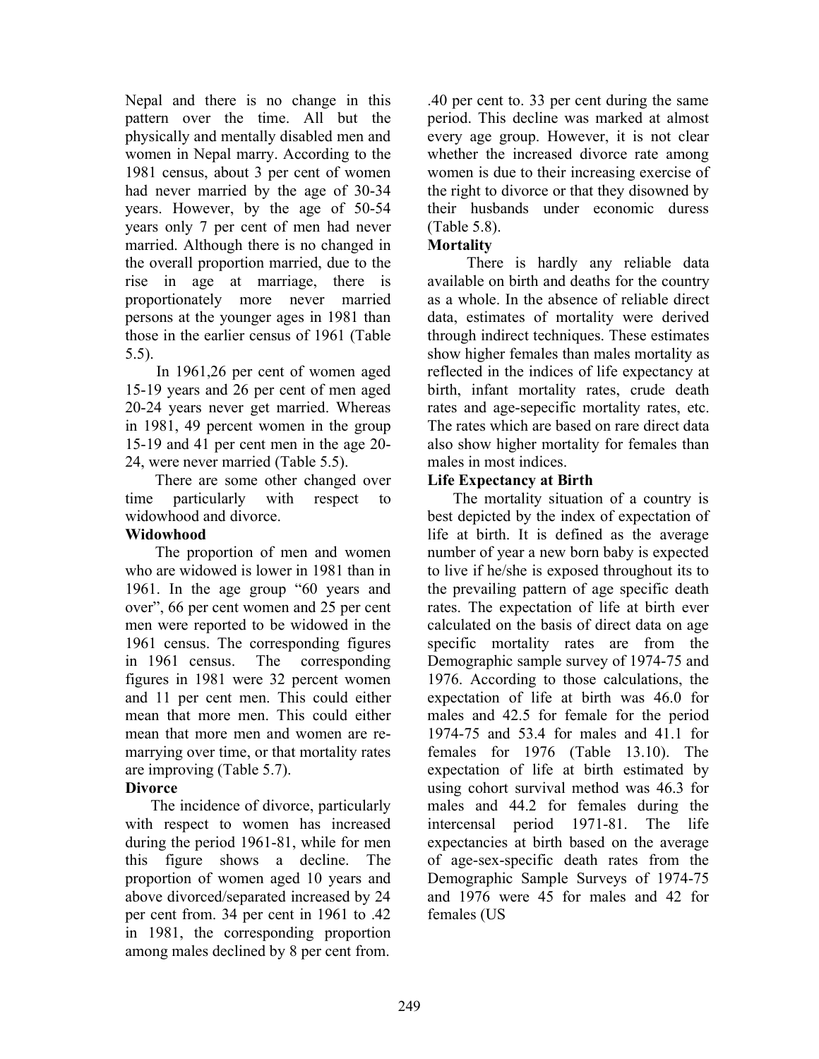Nepal and there is no change in this pattern over the time. All but the physically and mentally disabled men and women in Nepal marry. According to the 1981 census, about 3 per cent of women had never married by the age of 30-34 years. However, by the age of 50-54 years only 7 per cent of men had never married. Although there is no changed in the overall proportion married, due to the rise in age at marriage, there is proportionately more never married persons at the younger ages in 1981 than those in the earlier census of 1961 (Table 5.5).

In 1961,26 per cent of women aged 15-19 years and 26 per cent of men aged 20-24 years never get married. Whereas in 1981, 49 percent women in the group 15-19 and 41 per cent men in the age 20-24, were never married (Table 5.5).

There are some other changed over time particularly with respect to widowhood and divorce.

**Widowhood**

The proportion of men and women who are widowed is lower in 1981 than in 1961. In the age group "60 years and over", 66 per cent women and 25 per cent men were reported to be widowed in the 1961 census. The corresponding figures in 1961 census. The corresponding figures in 1981 were 32 percent women and 11 per cent men. This could either mean that more men. This could either mean that more men and women are re-marrying over time, or that mortality rates are improving (Table 5.7).

**Divorce**

The incidence of divorce, particularly with respect to women has increased during the period 1961-81, while for men this figure shows a decline. The proportion of women aged 10 years and above divorced/separated increased by 24 per cent from. 34 per cent in 1961 to .42 in 1981, the corresponding proportion among males declined by 8 per cent from. .40 per cent to. 33 per cent during the same period. This decline was marked at almost every age group. However, it is not clear whether the increased divorce rate among women is due to their increasing exercise of the right to divorce or that they disowned by their husbands under economic duress (Table 5.8).

**Mortality**

There is hardly any reliable data available on birth and deaths for the country as a whole. In the absence of reliable direct data, estimates of mortality were derived through indirect techniques. These estimates show higher females than males mortality as reflected in the indices of life expectancy at birth, infant mortality rates, crude death rates and age-sepecific mortality rates, etc. The rates which are based on rare direct data also show higher mortality for females than males in most indices.

**Life Expectancy at Birth**

The mortality situation of a country is best depicted by the index of expectation of life at birth. It is defined as the average number of year a new born baby is expected to live if he/she is exposed throughout its to the prevailing pattern of age specific death rates. The expectation of life at birth ever calculated on the basis of direct data on age specific mortality rates are from the Demographic sample survey of 1974-75 and 1976. According to those calculations, the expectation of life at birth was 46.0 for males and 42.5 for female for the period 1974-75 and 53.4 for males and 41.1 for females for 1976 (Table 13.10). The expectation of life at birth estimated by using cohort survival method was 46.3 for males and 44.2 for females during the intercensal period 1971-81. The life expectancies at birth based on the average of age-sex-specific death rates from the Demographic Sample Surveys of 1974-75 and 1976 were 45 for males and 42 for females (US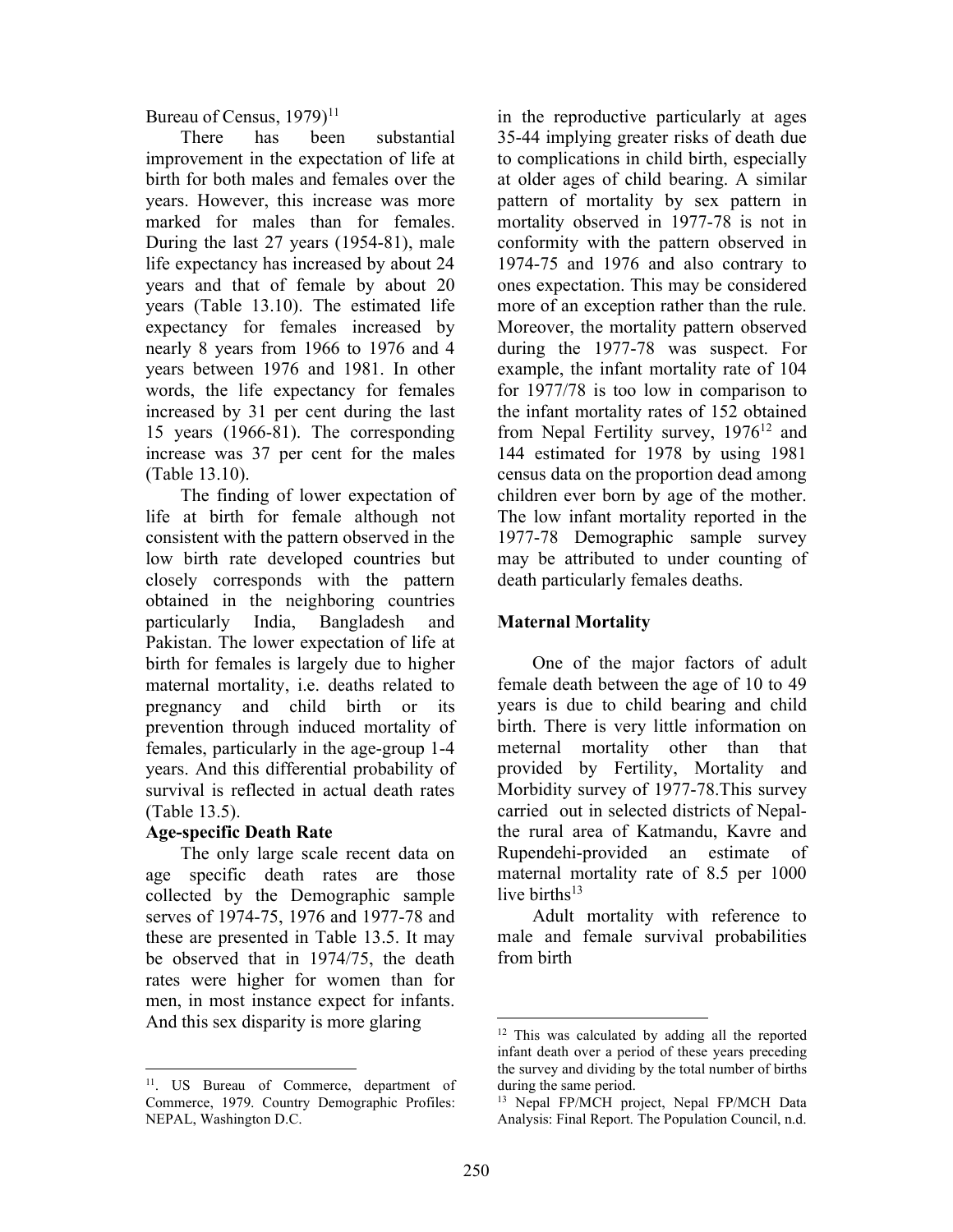Bureau of Census, 1979)[11]

There has been substantial improvement in the expectation of life at birth for both males and females over the years. However, this increase was more marked for males than for females. During the last 27 years (1954-81), male life expectancy has increased by about 24 years and that of female by about 20 years (Table 13.10). The estimated life expectancy for females increased by nearly 8 years from 1966 to 1976 and 4 years between 1976 and 1981. In other words, the life expectancy for females increased by 31 per cent during the last 15 years (1966-81). The corresponding increase was 37 per cent for the males (Table 13.10).

The finding of lower expectation of life at birth for female although not consistent with the pattern observed in the low birth rate developed countries but closely corresponds with the pattern obtained in the neighboring countries particularly India, Bangladesh and Pakistan. The lower expectation of life at birth for females is largely due to higher maternal mortality, i.e. deaths related to pregnancy and child birth or its prevention through induced mortality of females, particularly in the age-group 1-4 years. And this differential probability of survival is reflected in actual death rates (Table 13.5).

### Age-specific Death Rate

The only large scale recent data on age specific death rates are those collected by the Demographic sample serves of 1974-75, 1976 and 1977-78 and these are presented in Table 13.5. It may be observed that in 1974/75, the death rates were higher for women than for men, in most instance expect for infants. And this sex disparity is more glaring in the reproductive particularly at ages 35-44 implying greater risks of death due to complications in child birth, especially at older ages of child bearing. A similar pattern of mortality by sex pattern in mortality observed in 1977-78 is not in conformity with the pattern observed in 1974-75 and 1976 and also contrary to ones expectation. This may be considered more of an exception rather than the rule. Moreover, the mortality pattern observed during the 1977-78 was suspect. For example, the infant mortality rate of 104 for 1977/78 is too low in comparison to the infant mortality rates of 152 obtained from Nepal Fertility survey, 1976[12] and 144 estimated for 1978 by using 1981 census data on the proportion dead among children ever born by age of the mother. The low infant mortality reported in the 1977-78 Demographic sample survey may be attributed to under counting of death particularly females deaths.

### Maternal Mortality

One of the major factors of adult female death between the age of 10 to 49 years is due to child bearing and child birth. There is very little information on meternal mortality other than that provided by Fertility, Mortality and Morbidity survey of 1977-78.This survey carried out in selected districts of Nepal-the rural area of Katmandu, Kavre and Rupendehi-provided an estimate of maternal mortality rate of 8.5 per 1000 live births[13]

Adult mortality with reference to male and female survival probabilities from birth

---

[11]. US Bureau of Commerce, department of Commerce, 1979. Country Demographic Profiles: NEPAL, Washington D.C.

[12] This was calculated by adding all the reported infant death over a period of these years preceding the survey and dividing by the total number of births during the same period.

[13] Nepal FP/MCH project, Nepal FP/MCH Data Analysis: Final Report. The Population Council, n.d.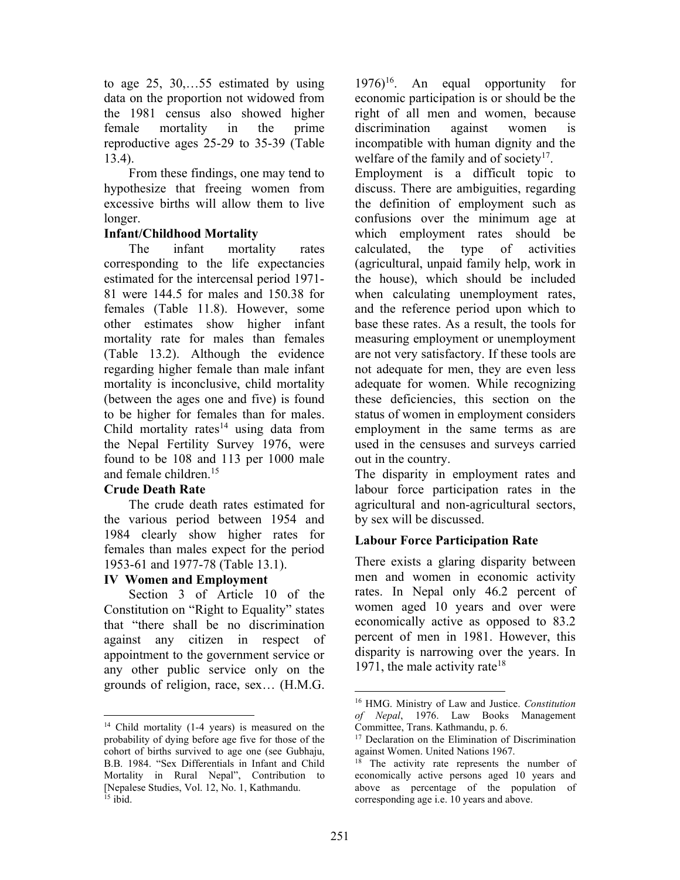to age 25, 30,…55 estimated by using data on the proportion not widowed from the 1981 census also showed higher female mortality in the prime reproductive ages 25-29 to 35-39 (Table 13.4).

From these findings, one may tend to hypothesize that freeing women from excessive births will allow them to live longer.

**Infant/Childhood Mortality**

The infant mortality rates corresponding to the life expectancies estimated for the intercensal period 1971-81 were 144.5 for males and 150.38 for females (Table 11.8). However, some other estimates show higher infant mortality rate for males than females (Table 13.2). Although the evidence regarding higher female than male infant mortality is inconclusive, child mortality (between the ages one and five) is found to be higher for females than for males. Child mortality rates[14] using data from the Nepal Fertility Survey 1976, were found to be 108 and 113 per 1000 male and female children.[15]

**Crude Death Rate**

The crude death rates estimated for the various period between 1954 and 1984 clearly show higher rates for females than males expect for the period 1953-61 and 1977-78 (Table 13.1).

## IV Women and Employment

Section 3 of Article 10 of the Constitution on "Right to Equality" states that "there shall be no discrimination against any citizen in respect of appointment to the government service or any other public service only on the grounds of religion, race, sex… (H.M.G. 1976)[16]. An equal opportunity for economic participation is or should be the right of all men and women, because discrimination against women is incompatible with human dignity and the welfare of the family and of society[17].

Employment is a difficult topic to discuss. There are ambiguities, regarding the definition of employment such as confusions over the minimum age at which employment rates should be calculated, the type of activities (agricultural, unpaid family help, work in the house), which should be included when calculating unemployment rates, and the reference period upon which to base these rates. As a result, the tools for measuring employment or unemployment are not very satisfactory. If these tools are not adequate for men, they are even less adequate for women. While recognizing these deficiencies, this section on the status of women in employment considers employment in the same terms as are used in the censuses and surveys carried out in the country.

The disparity in employment rates and labour force participation rates in the agricultural and non-agricultural sectors, by sex will be discussed.

### Labour Force Participation Rate

There exists a glaring disparity between men and women in economic activity rates. In Nepal only 46.2 percent of women aged 10 years and over were economically active as opposed to 83.2 percent of men in 1981. However, this disparity is narrowing over the years. In 1971, the male activity rate[18]

---

[14] Child mortality (1-4 years) is measured on the probability of dying before age five for those of the cohort of births survived to age one (see Gubhaju, B.B. 1984. "Sex Differentials in Infant and Child Mortality in Rural Nepal", Contribution to [Nepalese Studies, Vol. 12, No. 1, Kathmandu.

[15] ibid.

[16] HMG. Ministry of Law and Justice. *Constitution of Nepal*, 1976. Law Books Management Committee, Trans. Kathmandu, p. 6.

[17] Declaration on the Elimination of Discrimination against Women. United Nations 1967.

[18] The activity rate represents the number of economically active persons aged 10 years and above as percentage of the population of corresponding age i.e. 10 years and above.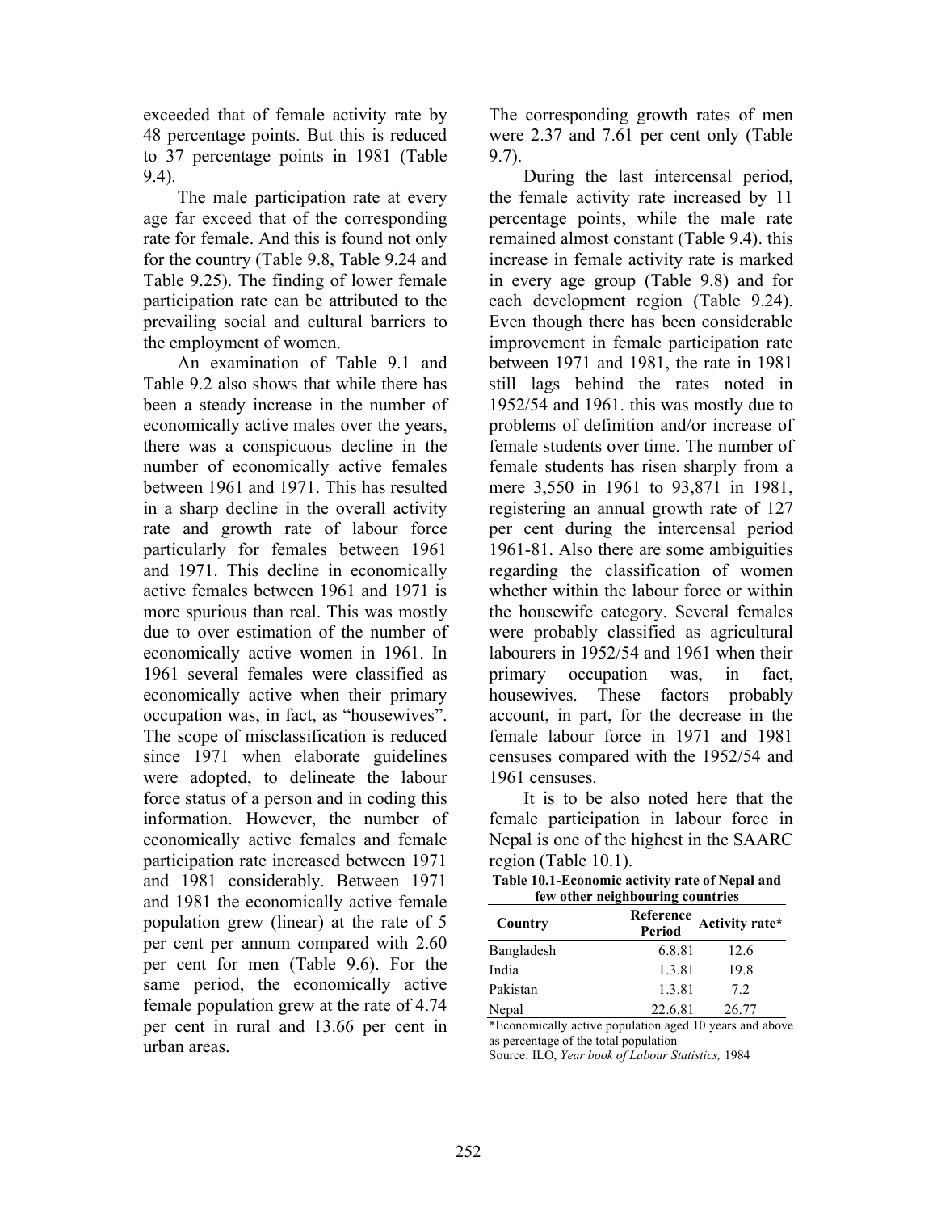exceeded that of female activity rate by 48 percentage points. But this is reduced to 37 percentage points in 1981 (Table 9.4).

The male participation rate at every age far exceed that of the corresponding rate for female. And this is found not only for the country (Table 9.8, Table 9.24 and Table 9.25). The finding of lower female participation rate can be attributed to the prevailing social and cultural barriers to the employment of women.

An examination of Table 9.1 and Table 9.2 also shows that while there has been a steady increase in the number of economically active males over the years, there was a conspicuous decline in the number of economically active females between 1961 and 1971. This has resulted in a sharp decline in the overall activity rate and growth rate of labour force particularly for females between 1961 and 1971. This decline in economically active females between 1961 and 1971 is more spurious than real. This was mostly due to over estimation of the number of economically active women in 1961. In 1961 several females were classified as economically active when their primary occupation was, in fact, as "housewives". The scope of misclassification is reduced since 1971 when elaborate guidelines were adopted, to delineate the labour force status of a person and in coding this information. However, the number of economically active females and female participation rate increased between 1971 and 1981 considerably. Between 1971 and 1981 the economically active female population grew (linear) at the rate of 5 per cent per annum compared with 2.60 per cent for men (Table 9.6). For the same period, the economically active female population grew at the rate of 4.74 per cent in rural and 13.66 per cent in urban areas. The corresponding growth rates of men were 2.37 and 7.61 per cent only (Table 9.7).

During the last intercensal period, the female activity rate increased by 11 percentage points, while the male rate remained almost constant (Table 9.4). this increase in female activity rate is marked in every age group (Table 9.8) and for each development region (Table 9.24). Even though there has been considerable improvement in female participation rate between 1971 and 1981, the rate in 1981 still lags behind the rates noted in 1952/54 and 1961. this was mostly due to problems of definition and/or increase of female students over time. The number of female students has risen sharply from a mere 3,550 in 1961 to 93,871 in 1981, registering an annual growth rate of 127 per cent during the intercensal period 1961-81. Also there are some ambiguities regarding the classification of women whether within the labour force or within the housewife category. Several females were probably classified as agricultural labourers in 1952/54 and 1961 when their primary occupation was, in fact, housewives. These factors probably account, in part, for the decrease in the female labour force in 1971 and 1981 censuses compared with the 1952/54 and 1961 censuses.

It is to be also noted here that the female participation in labour force in Nepal is one of the highest in the SAARC region (Table 10.1).

**Table 10.1-Economic activity rate of Nepal and few other neighbouring countries**

| Country | Reference Period | Activity rate* |
|---|---|---|
| Bangladesh | 6.8.81 | 12.6 |
| India | 1.3.81 | 19.8 |
| Pakistan | 1.3.81 | 7.2 |
| Nepal | 22.6.81 | 26.77 |

*Economically active population aged 10 years and above as percentage of the total population

Source: ILO, *Year book of Labour Statistics,* 1984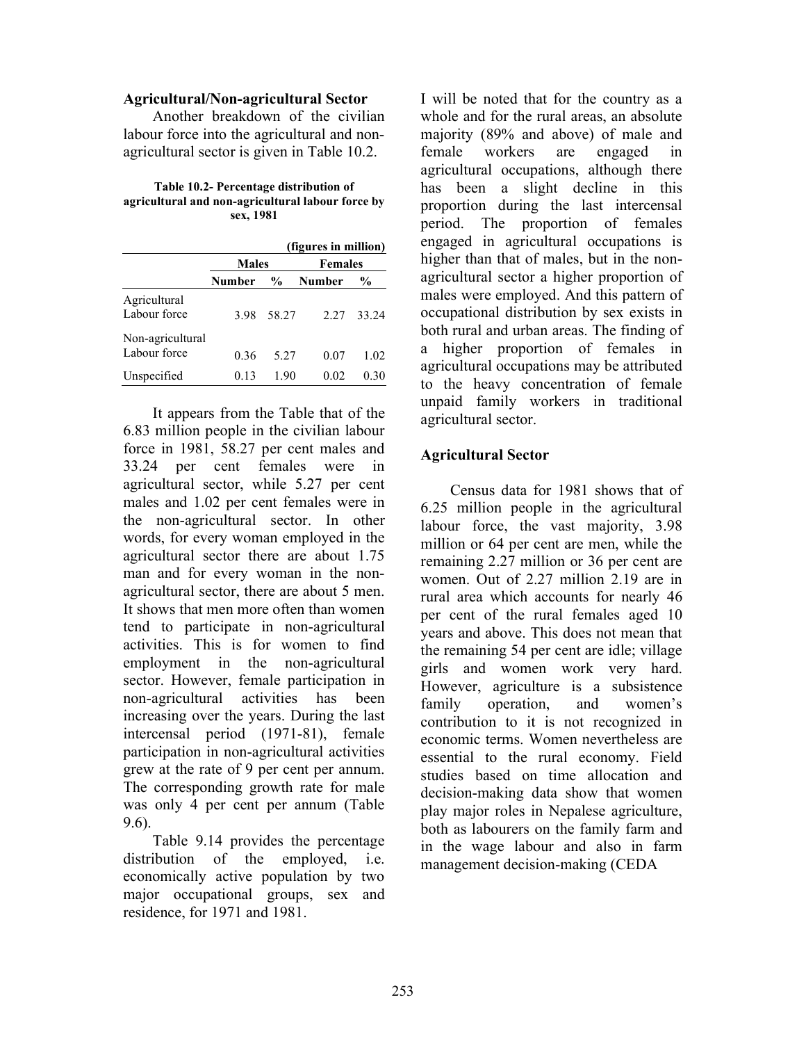### Agricultural/Non-agricultural Sector

Another breakdown of the civilian labour force into the agricultural and non-agricultural sector is given in Table 10.2.

**Table 10.2- Percentage distribution of agricultural and non-agricultural labour force by sex, 1981**

| | | | | (figures in million) |
|---|---|---|---|---|
| | Males | | Females | |
| | Number | % | Number | % |
| Agricultural Labour force | 3.98 | 58.27 | 2.27 | 33.24 |
| Non-agricultural Labour force | 0.36 | 5.27 | 0.07 | 1.02 |
| Unspecified | 0.13 | 1.90 | 0.02 | 0.30 |

It appears from the Table that of the 6.83 million people in the civilian labour force in 1981, 58.27 per cent males and 33.24 per cent females were in agricultural sector, while 5.27 per cent males and 1.02 per cent females were in the non-agricultural sector. In other words, for every woman employed in the agricultural sector there are about 1.75 man and for every woman in the non-agricultural sector, there are about 5 men. It shows that men more often than women tend to participate in non-agricultural activities. This is for women to find employment in the non-agricultural sector. However, female participation in non-agricultural activities has been increasing over the years. During the last intercensal period (1971-81), female participation in non-agricultural activities grew at the rate of 9 per cent per annum. The corresponding growth rate for male was only 4 per cent per annum (Table 9.6).

Table 9.14 provides the percentage distribution of the employed, i.e. economically active population by two major occupational groups, sex and residence, for 1971 and 1981.

I will be noted that for the country as a whole and for the rural areas, an absolute majority (89% and above) of male and female workers are engaged in agricultural occupations, although there has been a slight decline in this proportion during the last intercensal period. The proportion of females engaged in agricultural occupations is higher than that of males, but in the non-agricultural sector a higher proportion of males were employed. And this pattern of occupational distribution by sex exists in both rural and urban areas. The finding of a higher proportion of females in agricultural occupations may be attributed to the heavy concentration of female unpaid family workers in traditional agricultural sector.

### Agricultural Sector

Census data for 1981 shows that of 6.25 million people in the agricultural labour force, the vast majority, 3.98 million or 64 per cent are men, while the remaining 2.27 million or 36 per cent are women. Out of 2.27 million 2.19 are in rural area which accounts for nearly 46 per cent of the rural females aged 10 years and above. This does not mean that the remaining 54 per cent are idle; village girls and women work very hard. However, agriculture is a subsistence family operation, and women's contribution to it is not recognized in economic terms. Women nevertheless are essential to the rural economy. Field studies based on time allocation and decision-making data show that women play major roles in Nepalese agriculture, both as labourers on the family farm and in the wage labour and also in farm management decision-making (CEDA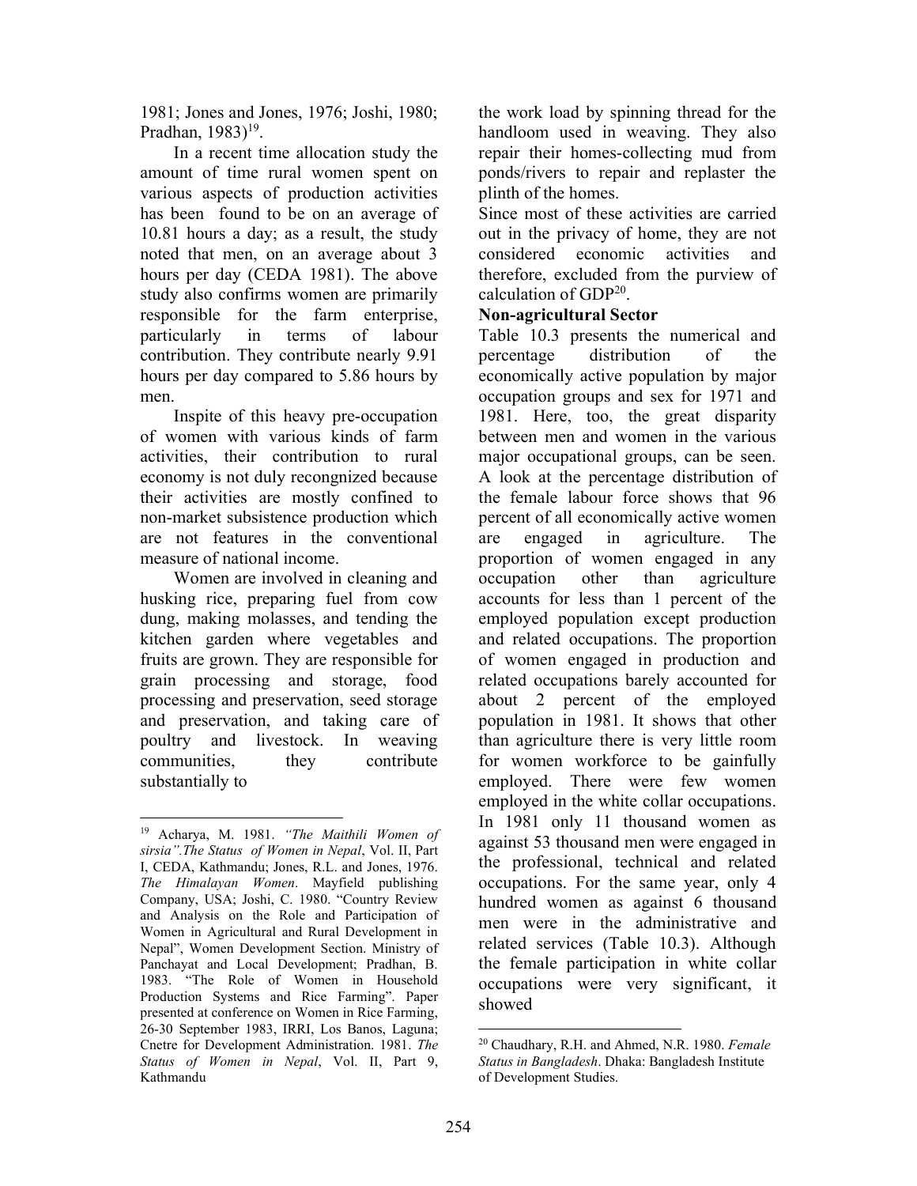1981; Jones and Jones, 1976; Joshi, 1980; Pradhan, 1983)[19].

In a recent time allocation study the amount of time rural women spent on various aspects of production activities has been found to be on an average of 10.81 hours a day; as a result, the study noted that men, on an average about 3 hours per day (CEDA 1981). The above study also confirms women are primarily responsible for the farm enterprise, particularly in terms of labour contribution. They contribute nearly 9.91 hours per day compared to 5.86 hours by men.

Inspite of this heavy pre-occupation of women with various kinds of farm activities, their contribution to rural economy is not duly recongnized because their activities are mostly confined to non-market subsistence production which are not features in the conventional measure of national income.

Women are involved in cleaning and husking rice, preparing fuel from cow dung, making molasses, and tending the kitchen garden where vegetables and fruits are grown. They are responsible for grain processing and storage, food processing and preservation, seed storage and preservation, and taking care of poultry and livestock. In weaving communities, they contribute substantially to the work load by spinning thread for the handloom used in weaving. They also repair their homes-collecting mud from ponds/rivers to repair and replaster the plinth of the homes.

Since most of these activities are carried out in the privacy of home, they are not considered economic activities and therefore, excluded from the purview of calculation of GDP[20].

**Non-agricultural Sector**

Table 10.3 presents the numerical and percentage distribution of the economically active population by major occupation groups and sex for 1971 and 1981. Here, too, the great disparity between men and women in the various major occupational groups, can be seen. A look at the percentage distribution of the female labour force shows that 96 percent of all economically active women are engaged in agriculture. The proportion of women engaged in any occupation other than agriculture accounts for less than 1 percent of the employed population except production and related occupations. The proportion of women engaged in production and related occupations barely accounted for about 2 percent of the employed population in 1981. It shows that other than agriculture there is very little room for women workforce to be gainfully employed. There were few women employed in the white collar occupations. In 1981 only 11 thousand women as against 53 thousand men were engaged in the professional, technical and related occupations. For the same year, only 4 hundred women as against 6 thousand men were in the administrative and related services (Table 10.3). Although the female participation in white collar occupations were very significant, it showed

---

[19] Acharya, M. 1981. *"The Maithili Women of sirsia". The Status of Women in Nepal*, Vol. II, Part I, CEDA, Kathmandu; Jones, R.L. and Jones, 1976. *The Himalayan Women*. Mayfield publishing Company, USA; Joshi, C. 1980. "Country Review and Analysis on the Role and Participation of Women in Agricultural and Rural Development in Nepal", Women Development Section. Ministry of Panchayat and Local Development; Pradhan, B. 1983. "The Role of Women in Household Production Systems and Rice Farming". Paper presented at conference on Women in Rice Farming, 26-30 September 1983, IRRI, Los Banos, Laguna; Cnetre for Development Administration. 1981. *The Status of Women in Nepal*, Vol. II, Part 9, Kathmandu

[20] Chaudhary, R.H. and Ahmed, N.R. 1980. *Female Status in Bangladesh*. Dhaka: Bangladesh Institute of Development Studies.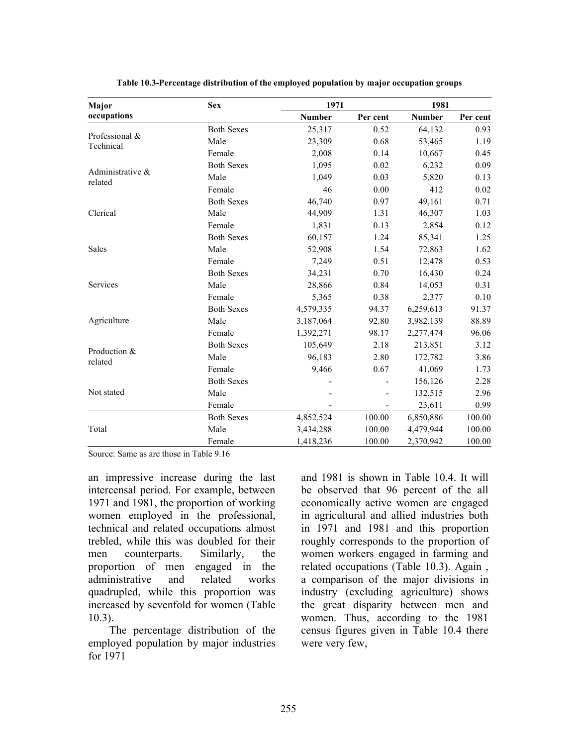**Table 10.3-Percentage distribution of the employed population by major occupation groups**

| Major occupations | Sex | 1971 | | 1981 | |
|---|---|---|---|---|---|
| | | Number | Per cent | Number | Per cent |
| Professional & Technical | Both Sexes | 25,317 | 0.52 | 64,132 | 0.93 |
| | Male | 23,309 | 0.68 | 53,465 | 1.19 |
| | Female | 2,008 | 0.14 | 10,667 | 0.45 |
| Administrative & related | Both Sexes | 1,095 | 0.02 | 6,232 | 0.09 |
| | Male | 1,049 | 0.03 | 5,820 | 0.13 |
| | Female | 46 | 0.00 | 412 | 0.02 |
| Clerical | Both Sexes | 46,740 | 0.97 | 49,161 | 0.71 |
| | Male | 44,909 | 1.31 | 46,307 | 1.03 |
| | Female | 1,831 | 0.13 | 2,854 | 0.12 |
| Sales | Both Sexes | 60,157 | 1.24 | 85,341 | 1.25 |
| | Male | 52,908 | 1.54 | 72,863 | 1.62 |
| | Female | 7,249 | 0.51 | 12,478 | 0.53 |
| Services | Both Sexes | 34,231 | 0.70 | 16,430 | 0.24 |
| | Male | 28,866 | 0.84 | 14,053 | 0.31 |
| | Female | 5,365 | 0.38 | 2,377 | 0.10 |
| Agriculture | Both Sexes | 4,579,335 | 94.37 | 6,259,613 | 91.37 |
| | Male | 3,187,064 | 92.80 | 3,982,139 | 88.89 |
| | Female | 1,392,271 | 98.17 | 2,277,474 | 96.06 |
| Production & related | Both Sexes | 105,649 | 2.18 | 213,851 | 3.12 |
| | Male | 96,183 | 2.80 | 172,782 | 3.86 |
| | Female | 9,466 | 0.67 | 41,069 | 1.73 |
| Not stated | Both Sexes | - | - | 156,126 | 2.28 |
| | Male | - | - | 132,515 | 2.96 |
| | Female | - | - | 23,611 | 0.99 |
| Total | Both Sexes | 4,852,524 | 100.00 | 6,850,886 | 100.00 |
| | Male | 3,434,288 | 100.00 | 4,479,944 | 100.00 |
| | Female | 1,418,236 | 100.00 | 2,370,942 | 100.00 |

Source: Same as are those in Table 9.16

an impressive increase during the last intercensal period. For example, between 1971 and 1981, the proportion of working women employed in the professional, technical and related occupations almost trebled, while this was doubled for their men counterparts. Similarly, the proportion of men engaged in the administrative and related works quadrupled, while this proportion was increased by sevenfold for women (Table 10.3).

The percentage distribution of the employed population by major industries for 1971 and 1981 is shown in Table 10.4. It will be observed that 96 percent of the all economically active women are engaged in agricultural and allied industries both in 1971 and 1981 and this proportion roughly corresponds to the proportion of women workers engaged in farming and related occupations (Table 10.3). Again , a comparison of the major divisions in industry (excluding agriculture) shows the great disparity between men and women. Thus, according to the 1981 census figures given in Table 10.4 there were very few,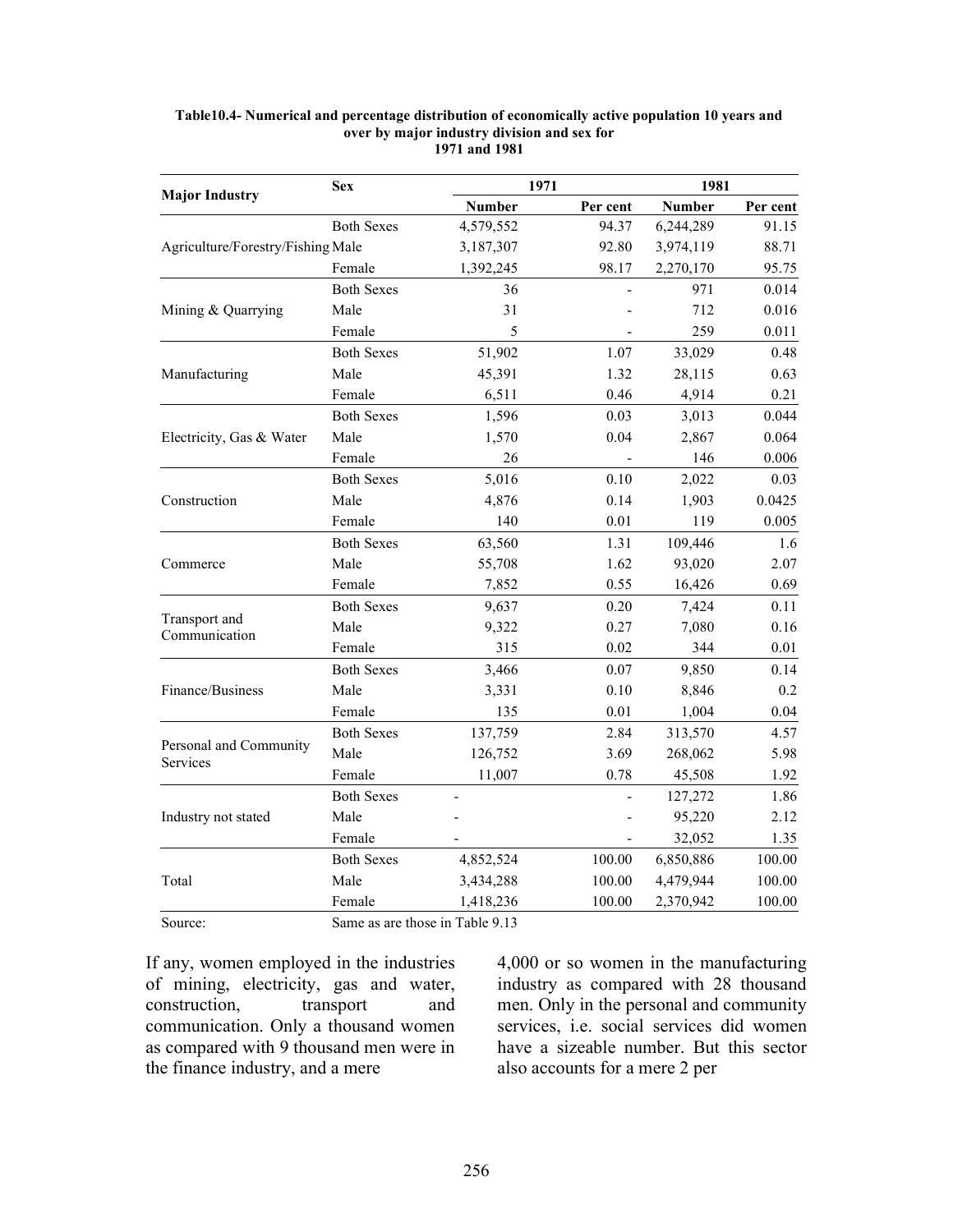**Table10.4- Numerical and percentage distribution of economically active population 10 years and over by major industry division and sex for 1971 and 1981**

| Major Industry | Sex | 1971 | | 1981 | |
|---|---|---|---|---|---|
| | | Number | Per cent | Number | Per cent |
| Agriculture/Forestry/Fishing | Both Sexes | 4,579,552 | 94.37 | 6,244,289 | 91.15 |
| | Male | 3,187,307 | 92.80 | 3,974,119 | 88.71 |
| | Female | 1,392,245 | 98.17 | 2,270,170 | 95.75 |
| Mining & Quarrying | Both Sexes | 36 | - | 971 | 0.014 |
| | Male | 31 | - | 712 | 0.016 |
| | Female | 5 | - | 259 | 0.011 |
| Manufacturing | Both Sexes | 51,902 | 1.07 | 33,029 | 0.48 |
| | Male | 45,391 | 1.32 | 28,115 | 0.63 |
| | Female | 6,511 | 0.46 | 4,914 | 0.21 |
| Electricity, Gas & Water | Both Sexes | 1,596 | 0.03 | 3,013 | 0.044 |
| | Male | 1,570 | 0.04 | 2,867 | 0.064 |
| | Female | 26 | - | 146 | 0.006 |
| Construction | Both Sexes | 5,016 | 0.10 | 2,022 | 0.03 |
| | Male | 4,876 | 0.14 | 1,903 | 0.0425 |
| | Female | 140 | 0.01 | 119 | 0.005 |
| Commerce | Both Sexes | 63,560 | 1.31 | 109,446 | 1.6 |
| | Male | 55,708 | 1.62 | 93,020 | 2.07 |
| | Female | 7,852 | 0.55 | 16,426 | 0.69 |
| Transport and Communication | Both Sexes | 9,637 | 0.20 | 7,424 | 0.11 |
| | Male | 9,322 | 0.27 | 7,080 | 0.16 |
| | Female | 315 | 0.02 | 344 | 0.01 |
| Finance/Business | Both Sexes | 3,466 | 0.07 | 9,850 | 0.14 |
| | Male | 3,331 | 0.10 | 8,846 | 0.2 |
| | Female | 135 | 0.01 | 1,004 | 0.04 |
| Personal and Community Services | Both Sexes | 137,759 | 2.84 | 313,570 | 4.57 |
| | Male | 126,752 | 3.69 | 268,062 | 5.98 |
| | Female | 11,007 | 0.78 | 45,508 | 1.92 |
| Industry not stated | Both Sexes | - | - | 127,272 | 1.86 |
| | Male | - | - | 95,220 | 2.12 |
| | Female | - | - | 32,052 | 1.35 |
| Total | Both Sexes | 4,852,524 | 100.00 | 6,850,886 | 100.00 |
| | Male | 3,434,288 | 100.00 | 4,479,944 | 100.00 |
| | Female | 1,418,236 | 100.00 | 2,370,942 | 100.00 |

Source: Same as are those in Table 9.13

If any, women employed in the industries of mining, electricity, gas and water, construction, transport and communication. Only a thousand women as compared with 9 thousand men were in the finance industry, and a mere 4,000 or so women in the manufacturing industry as compared with 28 thousand men. Only in the personal and community services, i.e. social services did women have a sizeable number. But this sector also accounts for a mere 2 per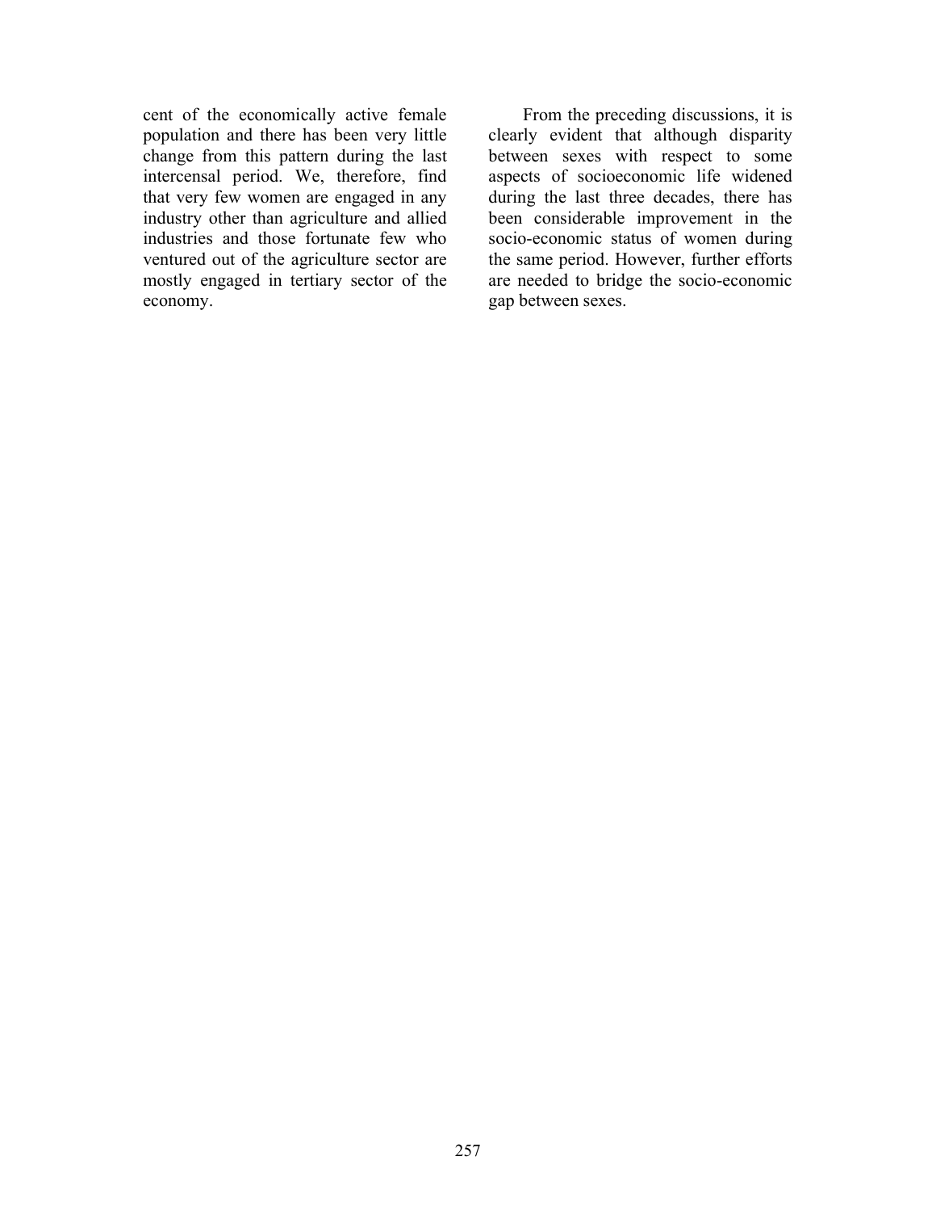cent of the economically active female population and there has been very little change from this pattern during the last intercensal period. We, therefore, find that very few women are engaged in any industry other than agriculture and allied industries and those fortunate few who ventured out of the agriculture sector are mostly engaged in tertiary sector of the economy.

From the preceding discussions, it is clearly evident that although disparity between sexes with respect to some aspects of socioeconomic life widened during the last three decades, there has been considerable improvement in the socio-economic status of women during the same period. However, further efforts are needed to bridge the socio-economic gap between sexes.